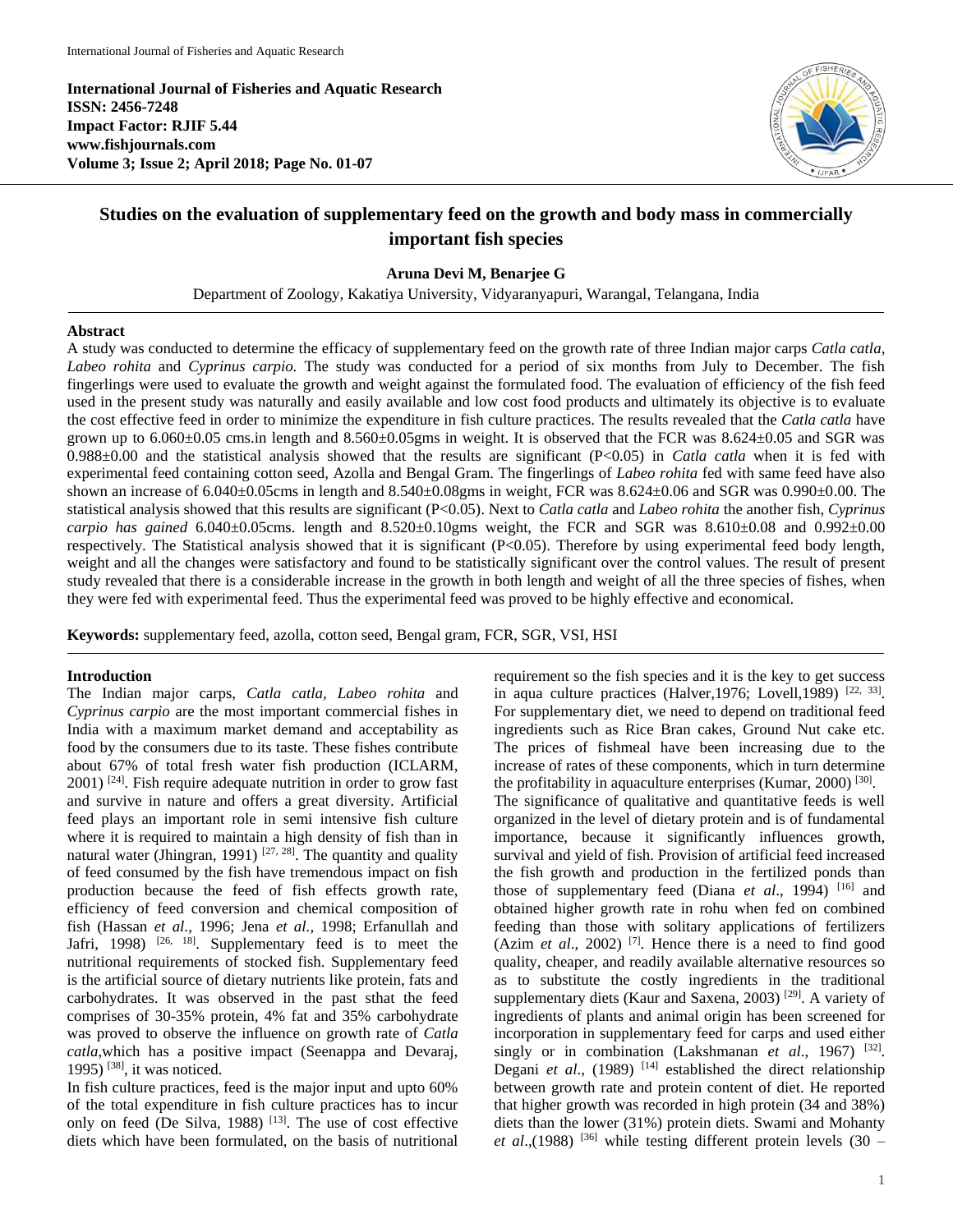**International Journal of Fisheries and Aquatic Research**
**ISSN: 2456-7248**
**Impact Factor: RJIF 5.44**
**www.fishjournals.com**
**Volume 3; Issue 2; April 2018; Page No. 01-07**

# Studies on the evaluation of supplementary feed on the growth and body mass in commercially important fish species

**Aruna Devi M, Benarjee G**

Department of Zoology, Kakatiya University, Vidyaranyapuri, Warangal, Telangana, India

## Abstract

A study was conducted to determine the efficacy of supplementary feed on the growth rate of three Indian major carps *Catla catla, Labeo rohita* and *Cyprinus carpio.* The study was conducted for a period of six months from July to December. The fish fingerlings were used to evaluate the growth and weight against the formulated food. The evaluation of efficiency of the fish feed used in the present study was naturally and easily available and low cost food products and ultimately its objective is to evaluate the cost effective feed in order to minimize the expenditure in fish culture practices. The results revealed that the *Catla catla* have grown up to 6.060±0.05 cms.in length and 8.560±0.05gms in weight. It is observed that the FCR was 8.624±0.05 and SGR was 0.988±0.00 and the statistical analysis showed that the results are significant (P<0.05) in *Catla catla* when it is fed with experimental feed containing cotton seed, Azolla and Bengal Gram. The fingerlings of *Labeo rohita* fed with same feed have also shown an increase of 6.040±0.05cms in length and 8.540±0.08gms in weight, FCR was 8.624±0.06 and SGR was 0.990±0.00. The statistical analysis showed that this results are significant (P<0.05). Next to *Catla catla* and *Labeo rohita* the another fish, *Cyprinus carpio has gained* 6.040±0.05cms. length and 8.520±0.10gms weight, the FCR and SGR was 8.610±0.08 and 0.992±0.00 respectively. The Statistical analysis showed that it is significant (P<0.05). Therefore by using experimental feed body length, weight and all the changes were satisfactory and found to be statistically significant over the control values. The result of present study revealed that there is a considerable increase in the growth in both length and weight of all the three species of fishes, when they were fed with experimental feed. Thus the experimental feed was proved to be highly effective and economical.

**Keywords:** supplementary feed, azolla, cotton seed, Bengal gram, FCR, SGR, VSI, HSI

## Introduction

The Indian major carps, *Catla catla, Labeo rohita* and *Cyprinus carpio* are the most important commercial fishes in India with a maximum market demand and acceptability as food by the consumers due to its taste. These fishes contribute about 67% of total fresh water fish production (ICLARM, 2001) [24]. Fish require adequate nutrition in order to grow fast and survive in nature and offers a great diversity. Artificial feed plays an important role in semi intensive fish culture where it is required to maintain a high density of fish than in natural water (Jhingran, 1991) [27, 28]. The quantity and quality of feed consumed by the fish have tremendous impact on fish production because the feed of fish effects growth rate, efficiency of feed conversion and chemical composition of fish (Hassan *et al.,* 1996; Jena *et al.,* 1998; Erfanullah and Jafri, 1998) [26, 18]. Supplementary feed is to meet the nutritional requirements of stocked fish. Supplementary feed is the artificial source of dietary nutrients like protein, fats and carbohydrates. It was observed in the past sthat the feed comprises of 30-35% protein, 4% fat and 35% carbohydrate was proved to observe the influence on growth rate of *Catla catla,*which has a positive impact (Seenappa and Devaraj, 1995) [38], it was noticed.

In fish culture practices, feed is the major input and upto 60% of the total expenditure in fish culture practices has to incur only on feed (De Silva, 1988) [13]. The use of cost effective diets which have been formulated, on the basis of nutritional requirement so the fish species and it is the key to get success in aqua culture practices (Halver,1976; Lovell,1989) [22, 33]. For supplementary diet, we need to depend on traditional feed ingredients such as Rice Bran cakes, Ground Nut cake etc. The prices of fishmeal have been increasing due to the increase of rates of these components, which in turn determine the profitability in aquaculture enterprises (Kumar, 2000) [30].

The significance of qualitative and quantitative feeds is well organized in the level of dietary protein and is of fundamental importance, because it significantly influences growth, survival and yield of fish. Provision of artificial feed increased the fish growth and production in the fertilized ponds than those of supplementary feed (Diana *et al*., 1994) [16] and obtained higher growth rate in rohu when fed on combined feeding than those with solitary applications of fertilizers (Azim *et al*., 2002) [7]. Hence there is a need to find good quality, cheaper, and readily available alternative resources so as to substitute the costly ingredients in the traditional supplementary diets (Kaur and Saxena, 2003) [29]. A variety of ingredients of plants and animal origin has been screened for incorporation in supplementary feed for carps and used either singly or in combination (Lakshmanan *et al*., 1967) [32]. Degani *et al*., (1989) [14] established the direct relationship between growth rate and protein content of diet. He reported that higher growth was recorded in high protein (34 and 38%) diets than the lower (31%) protein diets. Swami and Mohanty *et al*.,(1988) [36] while testing different protein levels (30 –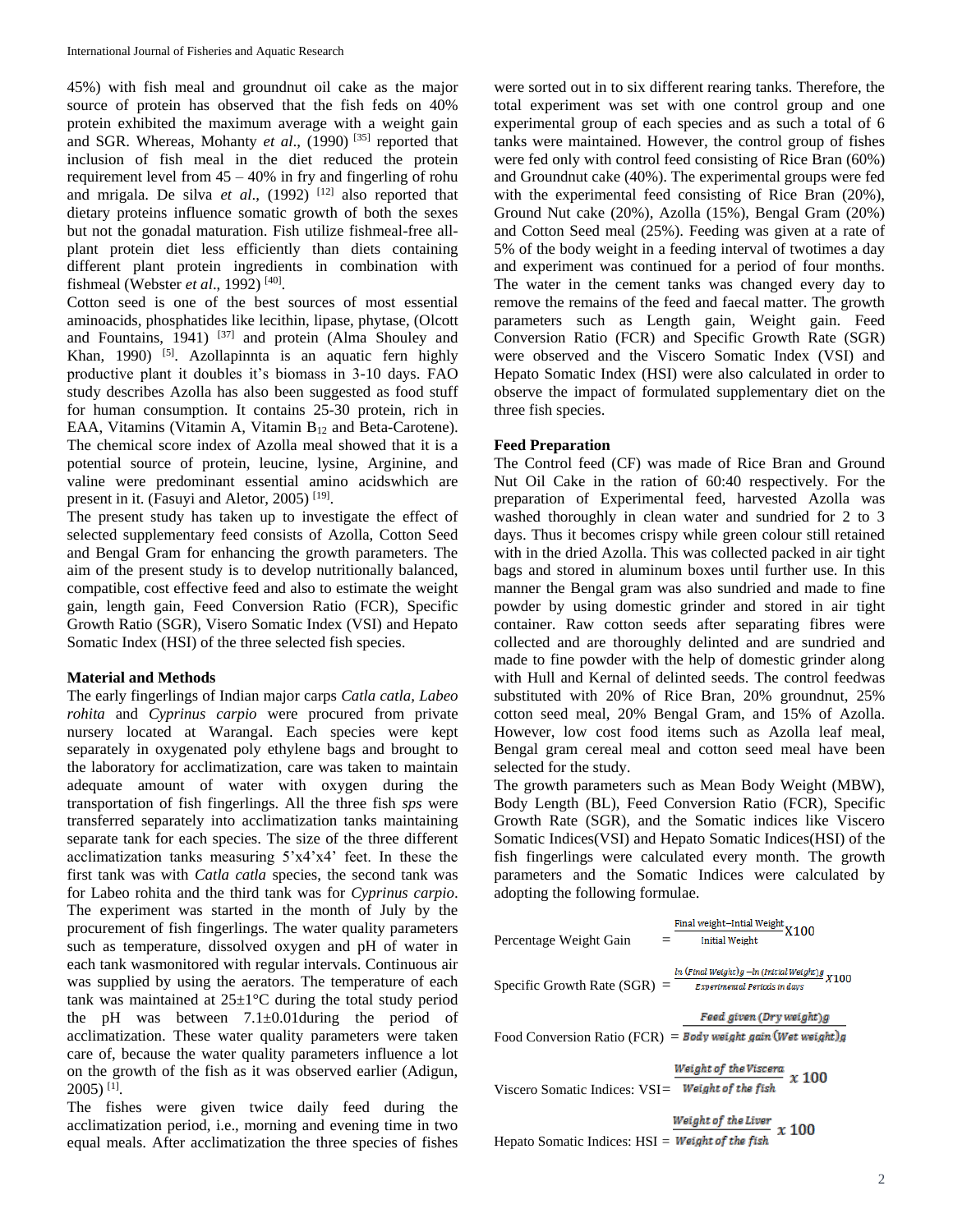45%) with fish meal and groundnut oil cake as the major source of protein has observed that the fish feds on 40% protein exhibited the maximum average with a weight gain and SGR. Whereas, Mohanty *et al*., (1990) [35] reported that inclusion of fish meal in the diet reduced the protein requirement level from 45 – 40% in fry and fingerling of rohu and mrigala. De silva *et al*., (1992) [12] also reported that dietary proteins influence somatic growth of both the sexes but not the gonadal maturation. Fish utilize fishmeal-free all-plant protein diet less efficiently than diets containing different plant protein ingredients in combination with fishmeal (Webster *et al*., 1992) [40].

Cotton seed is one of the best sources of most essential aminoacids, phosphatides like lecithin, lipase, phytase, (Olcott and Fountains, 1941) [37] and protein (Alma Shouley and Khan, 1990) [5]. Azollapinnta is an aquatic fern highly productive plant it doubles it's biomass in 3-10 days. FAO study describes Azolla has also been suggested as food stuff for human consumption. It contains 25-30 protein, rich in EAA, Vitamins (Vitamin A, Vitamin $B_{12}$ and Beta-Carotene). The chemical score index of Azolla meal showed that it is a potential source of protein, leucine, lysine, Arginine, and valine were predominant essential amino acidswhich are present in it. (Fasuyi and Aletor, 2005) [19].

The present study has taken up to investigate the effect of selected supplementary feed consists of Azolla, Cotton Seed and Bengal Gram for enhancing the growth parameters. The aim of the present study is to develop nutritionally balanced, compatible, cost effective feed and also to estimate the weight gain, length gain, Feed Conversion Ratio (FCR), Specific Growth Ratio (SGR), Visero Somatic Index (VSI) and Hepato Somatic Index (HSI) of the three selected fish species.

## Material and Methods

The early fingerlings of Indian major carps *Catla catla, Labeo rohita* and *Cyprinus carpio* were procured from private nursery located at Warangal. Each species were kept separately in oxygenated poly ethylene bags and brought to the laboratory for acclimatization, care was taken to maintain adequate amount of water with oxygen during the transportation of fish fingerlings. All the three fish *sps* were transferred separately into acclimatization tanks maintaining separate tank for each species. The size of the three different acclimatization tanks measuring 5'x4'x4' feet. In these the first tank was with *Catla catla* species, the second tank was for Labeo rohita and the third tank was for *Cyprinus carpio*. The experiment was started in the month of July by the procurement of fish fingerlings. The water quality parameters such as temperature, dissolved oxygen and pH of water in each tank wasmonitored with regular intervals. Continuous air was supplied by using the aerators. The temperature of each tank was maintained at 25±1°C during the total study period the pH was between 7.1±0.01during the period of acclimatization. These water quality parameters were taken care of, because the water quality parameters influence a lot on the growth of the fish as it was observed earlier (Adigun, 2005) [1].

The fishes were given twice daily feed during the acclimatization period, i.e., morning and evening time in two equal meals. After acclimatization the three species of fishes were sorted out in to six different rearing tanks. Therefore, the total experiment was set with one control group and one experimental group of each species and as such a total of 6 tanks were maintained. However, the control group of fishes were fed only with control feed consisting of Rice Bran (60%) and Groundnut cake (40%). The experimental groups were fed with the experimental feed consisting of Rice Bran (20%), Ground Nut cake (20%), Azolla (15%), Bengal Gram (20%) and Cotton Seed meal (25%). Feeding was given at a rate of 5% of the body weight in a feeding interval of twotimes a day and experiment was continued for a period of four months. The water in the cement tanks was changed every day to remove the remains of the feed and faecal matter. The growth parameters such as Length gain, Weight gain. Feed Conversion Ratio (FCR) and Specific Growth Rate (SGR) were observed and the Viscero Somatic Index (VSI) and Hepato Somatic Index (HSI) were also calculated in order to observe the impact of formulated supplementary diet on the three fish species.

## Feed Preparation

The Control feed (CF) was made of Rice Bran and Ground Nut Oil Cake in the ration of 60:40 respectively. For the preparation of Experimental feed, harvested Azolla was washed thoroughly in clean water and sundried for 2 to 3 days. Thus it becomes crispy while green colour still retained with in the dried Azolla. This was collected packed in air tight bags and stored in aluminum boxes until further use. In this manner the Bengal gram was also sundried and made to fine powder by using domestic grinder and stored in air tight container. Raw cotton seeds after separating fibres were collected and are thoroughly delinted and are sundried and made to fine powder with the help of domestic grinder along with Hull and Kernal of delinted seeds. The control feedwas substituted with 20% of Rice Bran, 20% groundnut, 25% cotton seed meal, 20% Bengal Gram, and 15% of Azolla. However, low cost food items such as Azolla leaf meal, Bengal gram cereal meal and cotton seed meal have been selected for the study.

The growth parameters such as Mean Body Weight (MBW), Body Length (BL), Feed Conversion Ratio (FCR), Specific Growth Rate (SGR), and the Somatic indices like Viscero Somatic Indices(VSI) and Hepato Somatic Indices(HSI) of the fish fingerlings were calculated every month. The growth parameters and the Somatic Indices were calculated by adopting the following formulae.

$$\text{Percentage Weight Gain} = \frac{\text{Final weight} - \text{Intial Weight}}{\text{Initial Weight}} X100$$

$$\text{Specific Growth Rate (SGR)} = \frac{\ln(\text{Final Weight})g - \ln(\text{Initial Weight})g}{\text{Experimental Periods in days}} X100$$

$$\text{Food Conversion Ratio (FCR)} = \frac{\text{Feed given (Dry weight)g}}{\text{Body weight gain (Wet weight)g}}$$

$$\text{Viscero Somatic Indices: VSI} = \frac{\text{Weight of the Viscera}}{\text{Weight of the fish}} x\ 100$$

$$\text{Hepato Somatic Indices: HSI} = \frac{\text{Weight of the Liver}}{\text{Weight of the fish}} x\ 100$$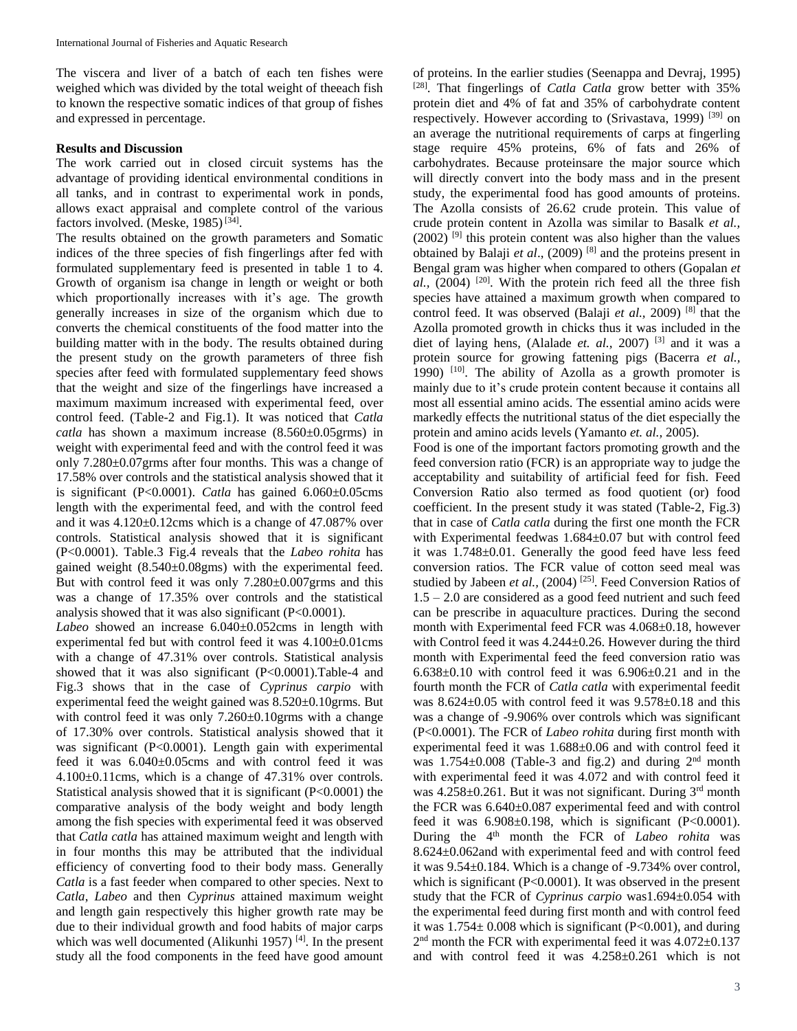The viscera and liver of a batch of each ten fishes were weighed which was divided by the total weight of theeach fish to known the respective somatic indices of that group of fishes and expressed in percentage.

**Results and Discussion**

The work carried out in closed circuit systems has the advantage of providing identical environmental conditions in all tanks, and in contrast to experimental work in ponds, allows exact appraisal and complete control of the various factors involved. (Meske, 1985) [34].

The results obtained on the growth parameters and Somatic indices of the three species of fish fingerlings after fed with formulated supplementary feed is presented in table 1 to 4. Growth of organism isa change in length or weight or both which proportionally increases with it's age. The growth generally increases in size of the organism which due to converts the chemical constituents of the food matter into the building matter with in the body. The results obtained during the present study on the growth parameters of three fish species after feed with formulated supplementary feed shows that the weight and size of the fingerlings have increased a maximum maximum increased with experimental feed, over control feed. (Table-2 and Fig.1). It was noticed that *Catla catla* has shown a maximum increase (8.560±0.05grms) in weight with experimental feed and with the control feed it was only 7.280±0.07grms after four months. This was a change of 17.58% over controls and the statistical analysis showed that it is significant (P<0.0001). *Catla* has gained 6.060±0.05cms length with the experimental feed, and with the control feed and it was 4.120±0.12cms which is a change of 47.087% over controls. Statistical analysis showed that it is significant (P<0.0001). Table.3 Fig.4 reveals that the *Labeo rohita* has gained weight (8.540±0.08gms) with the experimental feed. But with control feed it was only 7.280±0.007grms and this was a change of 17.35% over controls and the statistical analysis showed that it was also significant (P<0.0001).

*Labeo* showed an increase 6.040±0.052cms in length with experimental fed but with control feed it was 4.100±0.01cms with a change of 47.31% over controls. Statistical analysis showed that it was also significant (P<0.0001).Table-4 and Fig.3 shows that in the case of *Cyprinus carpio* with experimental feed the weight gained was 8.520±0.10grms. But with control feed it was only 7.260±0.10grms with a change of 17.30% over controls. Statistical analysis showed that it was significant (P<0.0001). Length gain with experimental feed it was 6.040±0.05cms and with control feed it was 4.100±0.11cms, which is a change of 47.31% over controls. Statistical analysis showed that it is significant (P<0.0001) the comparative analysis of the body weight and body length among the fish species with experimental feed it was observed that *Catla catla* has attained maximum weight and length with in four months this may be attributed that the individual efficiency of converting food to their body mass. Generally *Catla* is a fast feeder when compared to other species. Next to *Catla*, *Labeo* and then *Cyprinus* attained maximum weight and length gain respectively this higher growth rate may be due to their individual growth and food habits of major carps which was well documented (Alikunhi 1957) [4]. In the present study all the food components in the feed have good amount of proteins. In the earlier studies (Seenappa and Devraj, 1995) [28]. That fingerlings of *Catla Catla* grow better with 35% protein diet and 4% of fat and 35% of carbohydrate content respectively. However according to (Srivastava, 1999) [39] on an average the nutritional requirements of carps at fingerling stage require 45% proteins, 6% of fats and 26% of carbohydrates. Because proteinsare the major source which will directly convert into the body mass and in the present study, the experimental food has good amounts of proteins. The Azolla consists of 26.62 crude protein. This value of crude protein content in Azolla was similar to Basalk *et al.,* (2002) [9] this protein content was also higher than the values obtained by Balaji *et al*., (2009) [8] and the proteins present in Bengal gram was higher when compared to others (Gopalan *et al.,* (2004) [20]. With the protein rich feed all the three fish species have attained a maximum growth when compared to control feed. It was observed (Balaji *et al.,* 2009) [8] that the Azolla promoted growth in chicks thus it was included in the diet of laying hens, (Alalade *et. al.,* 2007) [3] and it was a protein source for growing fattening pigs (Bacerra *et al.,* 1990) [10]. The ability of Azolla as a growth promoter is mainly due to it's crude protein content because it contains all most all essential amino acids. The essential amino acids were markedly effects the nutritional status of the diet especially the protein and amino acids levels (Yamanto *et. al.,* 2005).

Food is one of the important factors promoting growth and the feed conversion ratio (FCR) is an appropriate way to judge the acceptability and suitability of artificial feed for fish. Feed Conversion Ratio also termed as food quotient (or) food coefficient. In the present study it was stated (Table-2, Fig.3) that in case of *Catla catla* during the first one month the FCR with Experimental feedwas 1.684±0.07 but with control feed it was 1.748±0.01. Generally the good feed have less feed conversion ratios. The FCR value of cotton seed meal was studied by Jabeen *et al.,* (2004) [25]. Feed Conversion Ratios of 1.5 – 2.0 are considered as a good feed nutrient and such feed can be prescribe in aquaculture practices. During the second month with Experimental feed FCR was 4.068±0.18, however with Control feed it was 4.244±0.26. However during the third month with Experimental feed the feed conversion ratio was 6.638±0.10 with control feed it was 6.906±0.21 and in the fourth month the FCR of *Catla catla* with experimental feedit was 8.624±0.05 with control feed it was 9.578±0.18 and this was a change of -9.906% over controls which was significant (P<0.0001). The FCR of *Labeo rohita* during first month with experimental feed it was 1.688±0.06 and with control feed it was 1.754±0.008 (Table-3 and fig.2) and during 2nd month with experimental feed it was 4.072 and with control feed it was 4.258±0.261. But it was not significant. During 3rd month the FCR was 6.640±0.087 experimental feed and with control feed it was 6.908±0.198, which is significant (P<0.0001). During the 4th month the FCR of *Labeo rohita* was 8.624±0.062and with experimental feed and with control feed it was 9.54±0.184. Which is a change of -9.734% over control, which is significant (P<0.0001). It was observed in the present study that the FCR of *Cyprinus carpio* was1.694±0.054 with the experimental feed during first month and with control feed it was 1.754± 0.008 which is significant (P<0.001), and during 2nd month the FCR with experimental feed it was 4.072±0.137 and with control feed it was 4.258±0.261 which is not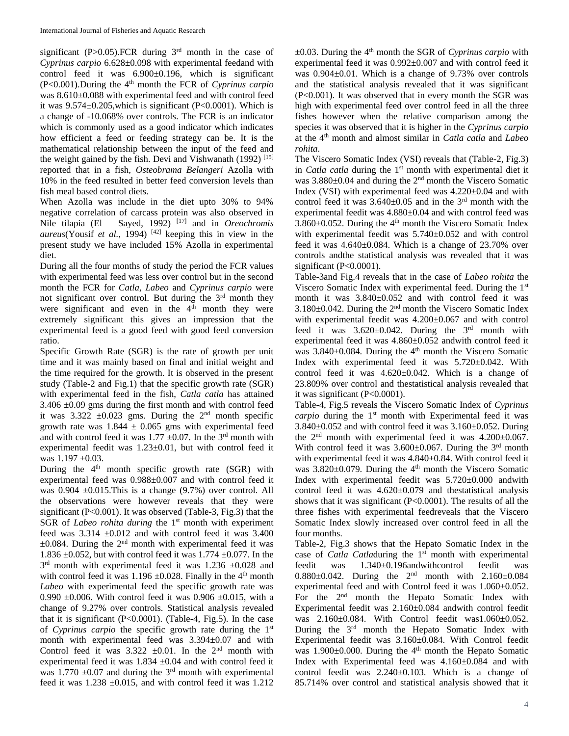significant (P>0.05).FCR during 3rd month in the case of *Cyprinus carpio* 6.628±0.098 with experimental feedand with control feed it was 6.900±0.196, which is significant (P<0.001).During the 4th month the FCR of *Cyprinus carpio* was 8.610±0.088 with experimental feed and with control feed it was 9.574±0.205,which is significant (P<0.0001). Which is a change of -10.068% over controls. The FCR is an indicator which is commonly used as a good indicator which indicates how efficient a feed or feeding strategy can be. It is the mathematical relationship between the input of the feed and the weight gained by the fish. Devi and Vishwanath (1992) [15] reported that in a fish, *Osteobrama Belangeri* Azolla with 10% in the feed resulted in better feed conversion levels than fish meal based control diets.

When Azolla was include in the diet upto 30% to 94% negative correlation of carcass protein was also observed in Nile tilapia (El – Sayed, 1992) [17] and in *Oreochromis aureus*(Yousif *et al.*, 1994) [42] keeping this in view in the present study we have included 15% Azolla in experimental diet.

During all the four months of study the period the FCR values with experimental feed was less over control but in the second month the FCR for *Catla*, *Labeo* and *Cyprinus carpio* were not significant over control. But during the 3rd month they were significant and even in the 4th month they were extremely significant this gives an impression that the experimental feed is a good feed with good feed conversion ratio.

Specific Growth Rate (SGR) is the rate of growth per unit time and it was mainly based on final and initial weight and the time required for the growth. It is observed in the present study (Table-2 and Fig.1) that the specific growth rate (SGR) with experimental feed in the fish, *Catla catla* has attained 3.406 ±0.09 gms during the first month and with control feed it was 3.322 ±0.023 gms. During the 2nd month specific growth rate was 1.844 ± 0.065 gms with experimental feed and with control feed it was 1.77 ±0.07. In the 3rd month with experimental feedit was 1.23±0.01, but with control feed it was 1.197 ±0.03.

During the 4th month specific growth rate (SGR) with experimental feed was 0.988±0.007 and with control feed it was 0.904 ±0.015.This is a change (9.7%) over control. All the observations were however reveals that they were significant (P<0.001). It was observed (Table-3, Fig.3) that the SGR of *Labeo rohita during* the 1st month with experiment feed was 3.314 ±0.012 and with control feed it was 3.400 ±0.084. During the 2nd month with experimental feed it was 1.836 ±0.052, but with control feed it was 1.774 ±0.077. In the 3rd month with experimental feed it was 1.236 ±0.028 and with control feed it was 1.196 ±0.028. Finally in the 4th month *Labeo* with experimental feed the specific growth rate was 0.990 ±0.006. With control feed it was 0.906 ±0.015, with a change of 9.27% over controls. Statistical analysis revealed that it is significant (P<0.0001). (Table-4, Fig.5). In the case of *Cyprinus carpio* the specific growth rate during the 1st month with experimental feed was 3.394±0.07 and with Control feed it was 3.322 ±0.01. In the 2nd month with experimental feed it was 1.834 ±0.04 and with control feed it was 1.770 ±0.07 and during the 3rd month with experimental feed it was 1.238 ±0.015, and with control feed it was 1.212 ±0.03. During the 4th month the SGR of *Cyprinus carpio* with experimental feed it was 0.992±0.007 and with control feed it was 0.904±0.01. Which is a change of 9.73% over controls and the statistical analysis revealed that it was significant (P<0.001). It was observed that in every month the SGR was high with experimental feed over control feed in all the three fishes however when the relative comparison among the species it was observed that it is higher in the *Cyprinus carpio* at the 4th month and almost similar in *Catla catla* and *Labeo rohita*.

The Viscero Somatic Index (VSI) reveals that (Table-2, Fig.3) in *Catla catla* during the 1st month with experimental diet it was 3.880±0.04 and during the 2nd month the Viscero Somatic Index (VSI) with experimental feed was 4.220±0.04 and with control feed it was 3.640±0.05 and in the 3rd month with the experimental feedit was 4.880±0.04 and with control feed was 3.860±0.052. During the 4th month the Viscero Somatic Index with experimental feedit was 5.740±0.052 and with control feed it was 4.640±0.084. Which is a change of 23.70% over controls andthe statistical analysis was revealed that it was significant (P<0.0001).

Table-3and Fig.4 reveals that in the case of *Labeo rohita* the Viscero Somatic Index with experimental feed. During the 1st month it was 3.840±0.052 and with control feed it was 3.180±0.042. During the 2nd month the Viscero Somatic Index with experimental feedit was 4.200±0.067 and with control feed it was 3.620±0.042. During the 3rd month with experimental feed it was 4.860±0.052 andwith control feed it was 3.840±0.084. During the 4th month the Viscero Somatic Index with experimental feed it was 5.720±0.042. With control feed it was 4.620±0.042. Which is a change of 23.809% over control and thestatistical analysis revealed that it was significant (P<0.0001).

Table-4, Fig.5 reveals the Viscero Somatic Index of *Cyprinus carpio* during the 1st month with Experimental feed it was 3.840±0.052 and with control feed it was 3.160±0.052. During the 2nd month with experimental feed it was 4.200±0.067. With control feed it was 3.600±0.067. During the 3rd month with experimental feed it was 4.840±0.84. With control feed it was 3.820±0.079. During the 4th month the Viscero Somatic Index with experimental feedit was 5.720±0.000 andwith control feed it was 4.620±0.079 and thestatistical analysis shows that it was significant (P<0.0001). The results of all the three fishes with experimental feedreveals that the Viscero Somatic Index slowly increased over control feed in all the four months.

Table-2, Fig.3 shows that the Hepato Somatic Index in the case of *Catla Catla*during the 1st month with experimental feedit was 1.340±0.196andwithcontrol feedit was 0.880±0.042. During the 2nd month with 2.160±0.084 experimental feed and with Control feed it was 1.060±0.052. For the 2nd month the Hepato Somatic Index with Experimental feedit was 2.160±0.084 andwith control feedit was 2.160±0.084. With Control feedit was1.060±0.052. During the 3rd month the Hepato Somatic Index with Experimental feedit was 3.160±0.084. With Control feedit was 1.900±0.000. During the 4th month the Hepato Somatic Index with Experimental feed was 4.160±0.084 and with control feedit was 2.240±0.103. Which is a change of 85.714% over control and statistical analysis showed that it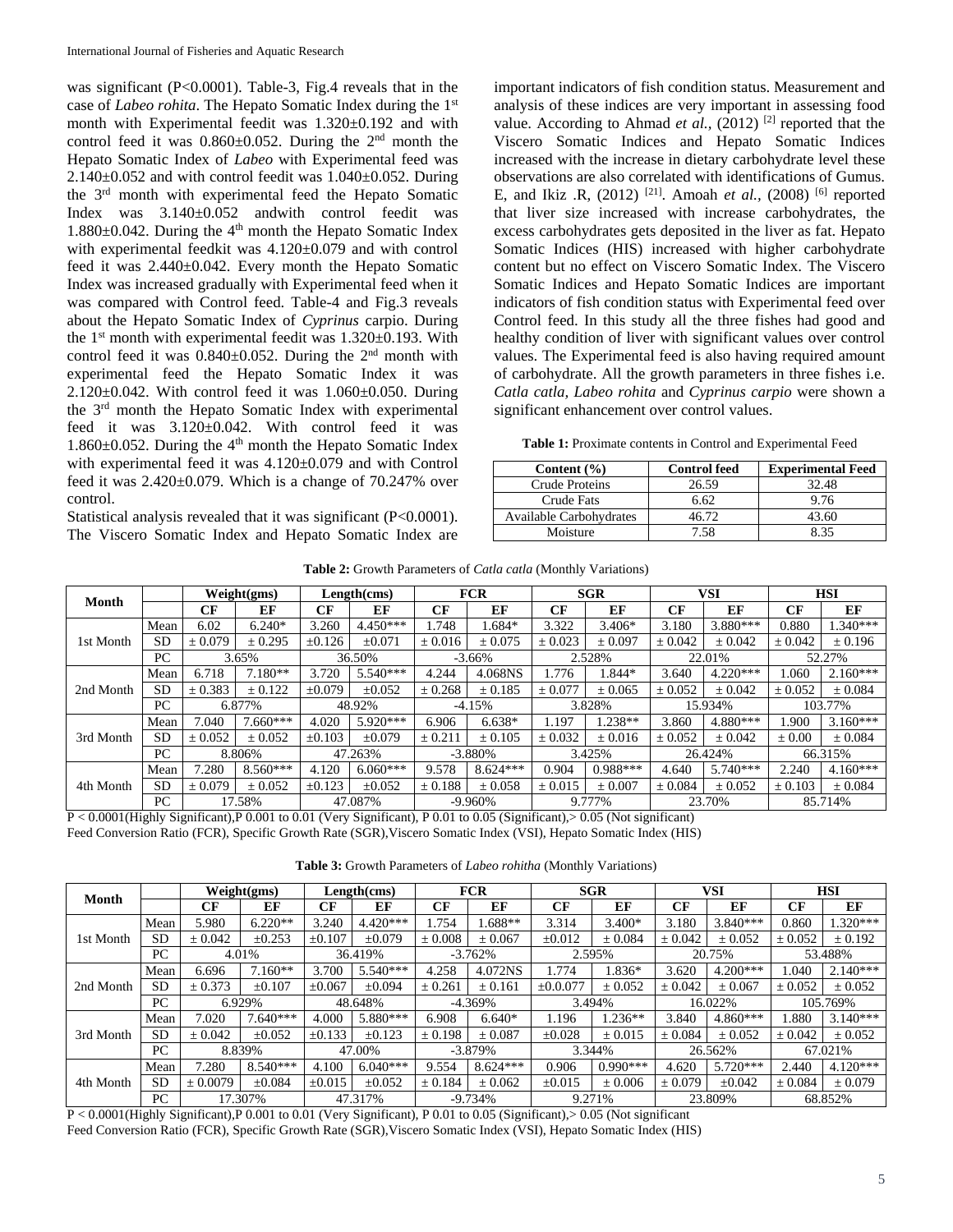was significant (P<0.0001). Table-3, Fig.4 reveals that in the case of *Labeo rohita*. The Hepato Somatic Index during the 1st month with Experimental feedit was 1.320±0.192 and with control feed it was 0.860±0.052. During the 2nd month the Hepato Somatic Index of *Labeo* with Experimental feed was 2.140±0.052 and with control feedit was 1.040±0.052. During the 3rd month with experimental feed the Hepato Somatic Index was 3.140±0.052 andwith control feedit was 1.880±0.042. During the 4th month the Hepato Somatic Index with experimental feedkit was 4.120±0.079 and with control feed it was 2.440±0.042. Every month the Hepato Somatic Index was increased gradually with Experimental feed when it was compared with Control feed. Table-4 and Fig.3 reveals about the Hepato Somatic Index of *Cyprinus* carpio. During the 1st month with experimental feedit was 1.320±0.193. With control feed it was 0.840±0.052. During the 2nd month with experimental feed the Hepato Somatic Index it was 2.120±0.042. With control feed it was 1.060±0.050. During the 3rd month the Hepato Somatic Index with experimental feed it was 3.120±0.042. With control feed it was 1.860±0.052. During the 4th month the Hepato Somatic Index with experimental feed it was 4.120±0.079 and with Control feed it was 2.420±0.079. Which is a change of 70.247% over control.

Statistical analysis revealed that it was significant (P<0.0001). The Viscero Somatic Index and Hepato Somatic Index are important indicators of fish condition status. Measurement and analysis of these indices are very important in assessing food value. According to Ahmad *et al.,* (2012) [2] reported that the Viscero Somatic Indices and Hepato Somatic Indices increased with the increase in dietary carbohydrate level these observations are also correlated with identifications of Gumus. E, and Ikiz .R, (2012) [21]. Amoah *et al.,* (2008) [6] reported that liver size increased with increase carbohydrates, the excess carbohydrates gets deposited in the liver as fat. Hepato Somatic Indices (HIS) increased with higher carbohydrate content but no effect on Viscero Somatic Index. The Viscero Somatic Indices and Hepato Somatic Indices are important indicators of fish condition status with Experimental feed over Control feed. In this study all the three fishes had good and healthy condition of liver with significant values over control values. The Experimental feed is also having required amount of carbohydrate. All the growth parameters in three fishes i.e. *Catla catla, Labeo rohita* and *Cyprinus carpio* were shown a significant enhancement over control values.

**Table 1:** Proximate contents in Control and Experimental Feed

| Content (%) | Control feed | Experimental Feed |
|---|---|---|
| Crude Proteins | 26.59 | 32.48 |
| Crude Fats | 6.62 | 9.76 |
| Available Carbohydrates | 46.72 | 43.60 |
| Moisture | 7.58 | 8.35 |

**Table 2:** Growth Parameters of *Catla catla* (Monthly Variations)

| Month | | Weight(gms) | | Length(cms) | | FCR | | SGR | | VSI | | HSI | |
|---|---|---|---|---|---|---|---|---|---|---|---|---|---|
| | | CF | EF | CF | EF | CF | EF | CF | EF | CF | EF | CF | EF |
| 1st Month | Mean | 6.02 | 6.240* | 3.260 | 4.450*** | 1.748 | 1.684* | 3.322 | 3.406* | 3.180 | 3.880*** | 0.880 | 1.340*** |
| | SD | ± 0.079 | ± 0.295 | ±0.126 | ±0.071 | ± 0.016 | ± 0.075 | ± 0.023 | ± 0.097 | ± 0.042 | ± 0.042 | ± 0.042 | ± 0.196 |
| | PC | 3.65% | | 36.50% | | -3.66% | | 2.528% | | 22.01% | | 52.27% | |
| 2nd Month | Mean | 6.718 | 7.180** | 3.720 | 5.540*** | 4.244 | 4.068NS | 1.776 | 1.844* | 3.640 | 4.220*** | 1.060 | 2.160*** |
| | SD | ± 0.383 | ± 0.122 | ±0.079 | ±0.052 | ± 0.268 | ± 0.185 | ± 0.077 | ± 0.065 | ± 0.052 | ± 0.042 | ± 0.052 | ± 0.084 |
| | PC | 6.877% | | 48.92% | | -4.15% | | 3.828% | | 15.934% | | 103.77% | |
| 3rd Month | Mean | 7.040 | 7.660*** | 4.020 | 5.920*** | 6.906 | 6.638* | 1.197 | 1.238** | 3.860 | 4.880*** | 1.900 | 3.160*** |
| | SD | ± 0.052 | ± 0.052 | ±0.103 | ±0.079 | ± 0.211 | ± 0.105 | ± 0.032 | ± 0.016 | ± 0.052 | ± 0.042 | ± 0.00 | ± 0.084 |
| | PC | 8.806% | | 47.263% | | -3.880% | | 3.425% | | 26.424% | | 66.315% | |
| 4th Month | Mean | 7.280 | 8.560*** | 4.120 | 6.060*** | 9.578 | 8.624*** | 0.904 | 0.988*** | 4.640 | 5.740*** | 2.240 | 4.160*** |
| | SD | ± 0.079 | ± 0.052 | ±0.123 | ±0.052 | ± 0.188 | ± 0.058 | ± 0.015 | ± 0.007 | ± 0.084 | ± 0.052 | ± 0.103 | ± 0.084 |
| | PC | 17.58% | | 47.087% | | -9.960% | | 9.777% | | 23.70% | | 85.714% | |

P < 0.0001(Highly Significant),P 0.001 to 0.01 (Very Significant), P 0.01 to 0.05 (Significant),> 0.05 (Not significant)

Feed Conversion Ratio (FCR), Specific Growth Rate (SGR),Viscero Somatic Index (VSI), Hepato Somatic Index (HIS)

**Table 3:** Growth Parameters of *Labeo rohitha* (Monthly Variations)

| Month | | Weight(gms) | | Length(cms) | | FCR | | SGR | | VSI | | HSI | |
|---|---|---|---|---|---|---|---|---|---|---|---|---|---|
| | | CF | EF | CF | EF | CF | EF | CF | EF | CF | EF | CF | EF |
| 1st Month | Mean | 5.980 | 6.220** | 3.240 | 4.420*** | 1.754 | 1.688** | 3.314 | 3.400* | 3.180 | 3.840*** | 0.860 | 1.320*** |
| | SD | ± 0.042 | ±0.253 | ±0.107 | ±0.079 | ± 0.008 | ± 0.067 | ±0.012 | ± 0.084 | ± 0.042 | ± 0.052 | ± 0.052 | ± 0.192 |
| | PC | 4.01% | | 36.419% | | -3.762% | | 2.595% | | 20.75% | | 53.488% | |
| 2nd Month | Mean | 6.696 | 7.160** | 3.700 | 5.540*** | 4.258 | 4.072NS | 1.774 | 1.836* | 3.620 | 4.200*** | 1.040 | 2.140*** |
| | SD | ± 0.373 | ±0.107 | ±0.067 | ±0.094 | ± 0.261 | ± 0.161 | ±0.0.077 | ± 0.052 | ± 0.042 | ± 0.067 | ± 0.052 | ± 0.052 |
| | PC | 6.929% | | 48.648% | | -4.369% | | 3.494% | | 16.022% | | 105.769% | |
| 3rd Month | Mean | 7.020 | 7.640*** | 4.000 | 5.880*** | 6.908 | 6.640* | 1.196 | 1.236** | 3.840 | 4.860*** | 1.880 | 3.140*** |
| | SD | ± 0.042 | ±0.052 | ±0.133 | ±0.123 | ± 0.198 | ± 0.087 | ±0.028 | ± 0.015 | ± 0.084 | ± 0.052 | ± 0.042 | ± 0.052 |
| | PC | 8.839% | | 47.00% | | -3.879% | | 3.344% | | 26.562% | | 67.021% | |
| 4th Month | Mean | 7.280 | 8.540*** | 4.100 | 6.040*** | 9.554 | 8.624*** | 0.906 | 0.990*** | 4.620 | 5.720*** | 2.440 | 4.120*** |
| | SD | ± 0.0079 | ±0.084 | ±0.015 | ±0.052 | ± 0.184 | ± 0.062 | ±0.015 | ± 0.006 | ± 0.079 | ±0.042 | ± 0.084 | ± 0.079 |
| | PC | 17.307% | | 47.317% | | -9.734% | | 9.271% | | 23.809% | | 68.852% | |

P < 0.0001(Highly Significant),P 0.001 to 0.01 (Very Significant), P 0.01 to 0.05 (Significant),> 0.05 (Not significant

Feed Conversion Ratio (FCR), Specific Growth Rate (SGR),Viscero Somatic Index (VSI), Hepato Somatic Index (HIS)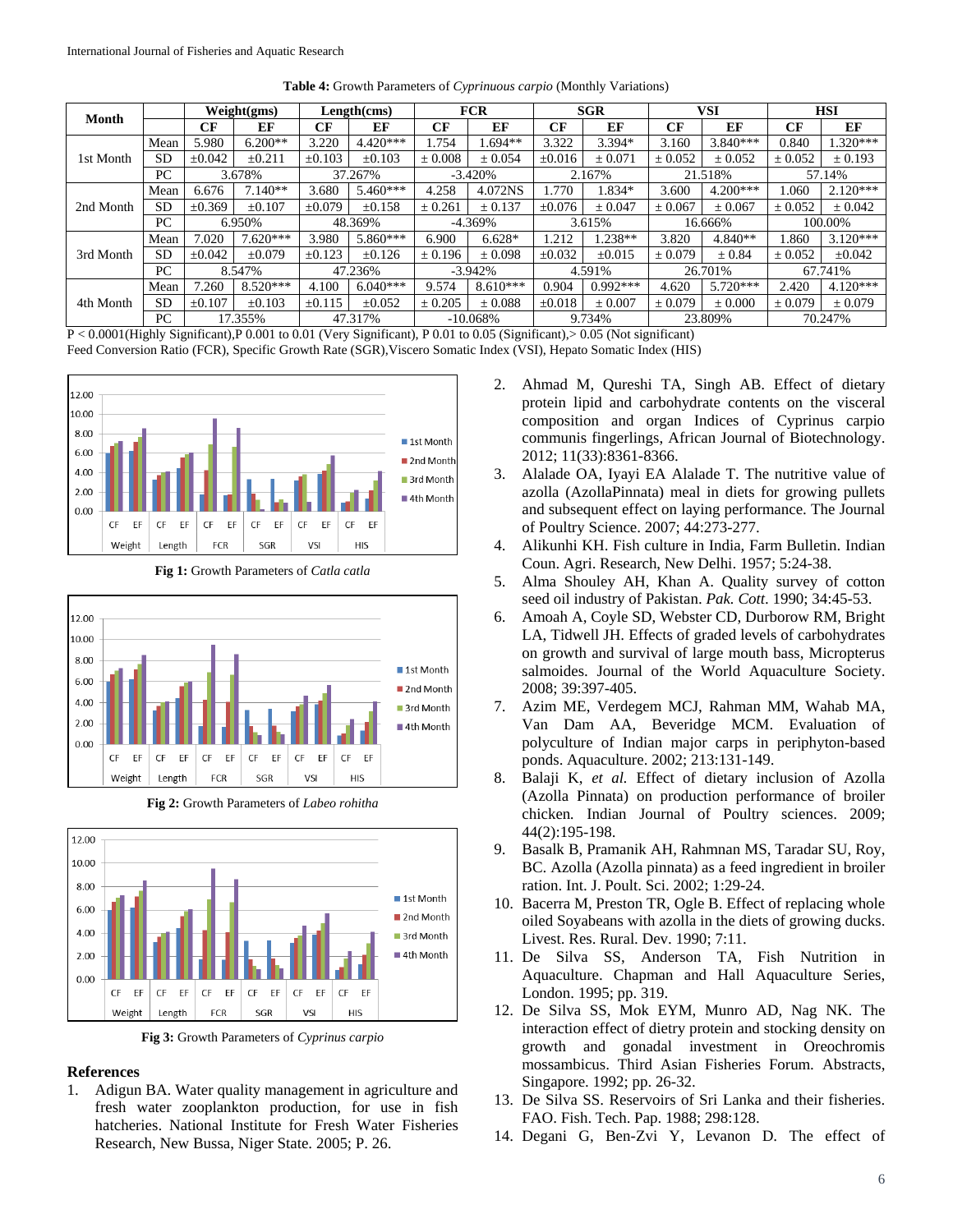**Table 4:** Growth Parameters of *Cyprinuous carpio* (Monthly Variations)

| Month | | Weight(gms) | | Length(cms) | | FCR | | SGR | | VSI | | HSI | |
|---|---|---|---|---|---|---|---|---|---|---|---|---|---|
| | | CF | EF | CF | EF | CF | EF | CF | EF | CF | EF | CF | EF |
| 1st Month | Mean | 5.980 | 6.200** | 3.220 | 4.420*** | 1.754 | 1.694** | 3.322 | 3.394* | 3.160 | 3.840*** | 0.840 | 1.320*** |
| | SD | ±0.042 | ±0.211 | ±0.103 | ±0.103 | ± 0.008 | ± 0.054 | ±0.016 | ± 0.071 | ± 0.052 | ± 0.052 | ± 0.052 | ± 0.193 |
| | PC | 3.678% | | 37.267% | | -3.420% | | 2.167% | | 21.518% | | 57.14% | |
| 2nd Month | Mean | 6.676 | 7.140** | 3.680 | 5.460*** | 4.258 | 4.072NS | 1.770 | 1.834* | 3.600 | 4.200*** | 1.060 | 2.120*** |
| | SD | ±0.369 | ±0.107 | ±0.079 | ±0.158 | ± 0.261 | ± 0.137 | ±0.076 | ± 0.047 | ± 0.067 | ± 0.067 | ± 0.052 | ± 0.042 |
| | PC | 6.950% | | 48.369% | | -4.369% | | 3.615% | | 16.666% | | 100.00% | |
| 3rd Month | Mean | 7.020 | 7.620*** | 3.980 | 5.860*** | 6.900 | 6.628* | 1.212 | 1.238** | 3.820 | 4.840** | 1.860 | 3.120*** |
| | SD | ±0.042 | ±0.079 | ±0.123 | ±0.126 | ± 0.196 | ± 0.098 | ±0.032 | ±0.015 | ± 0.079 | ± 0.84 | ± 0.052 | ±0.042 |
| | PC | 8.547% | | 47.236% | | -3.942% | | 4.591% | | 26.701% | | 67.741% | |
| 4th Month | Mean | 7.260 | 8.520*** | 4.100 | 6.040*** | 9.574 | 8.610*** | 0.904 | 0.992*** | 4.620 | 5.720*** | 2.420 | 4.120*** |
| | SD | ±0.107 | ±0.103 | ±0.115 | ±0.052 | ± 0.205 | ± 0.088 | ±0.018 | ± 0.007 | ± 0.079 | ± 0.000 | ± 0.079 | ± 0.079 |
| | PC | 17.355% | | 47.317% | | -10.068% | | 9.734% | | 23.809% | | 70.247% | |

P < 0.0001(Highly Significant),P 0.001 to 0.01 (Very Significant), P 0.01 to 0.05 (Significant),> 0.05 (Not significant)
Feed Conversion Ratio (FCR), Specific Growth Rate (SGR),Viscero Somatic Index (VSI), Hepato Somatic Index (HIS)

**Fig 1:** Growth Parameters of *Catla catla*

**Fig 2:** Growth Parameters of *Labeo rohitha*

**Fig 3:** Growth Parameters of *Cyprinus carpio*

## References

1. Adigun BA. Water quality management in agriculture and fresh water zooplankton production, for use in fish hatcheries. National Institute for Fresh Water Fisheries Research, New Bussa, Niger State. 2005; P. 26.
2. Ahmad M, Qureshi TA, Singh AB. Effect of dietary protein lipid and carbohydrate contents on the visceral composition and organ Indices of Cyprinus carpio communis fingerlings, African Journal of Biotechnology. 2012; 11(33):8361-8366.
3. Alalade OA, Iyayi EA Alalade T. The nutritive value of azolla (AzollaPinnata) meal in diets for growing pullets and subsequent effect on laying performance. The Journal of Poultry Science. 2007; 44:273-277.
4. Alikunhi KH. Fish culture in India, Farm Bulletin. Indian Coun. Agri. Research, New Delhi. 1957; 5:24-38.
5. Alma Shouley AH, Khan A. Quality survey of cotton seed oil industry of Pakistan. *Pak. Cott*. 1990; 34:45-53.
6. Amoah A, Coyle SD, Webster CD, Durborow RM, Bright LA, Tidwell JH. Effects of graded levels of carbohydrates on growth and survival of large mouth bass, Micropterus salmoides. Journal of the World Aquaculture Society. 2008; 39:397-405.
7. Azim ME, Verdegem MCJ, Rahman MM, Wahab MA, Van Dam AA, Beveridge MCM. Evaluation of polyculture of Indian major carps in periphyton-based ponds. Aquaculture. 2002; 213:131-149.
8. Balaji K, *et al.* Effect of dietary inclusion of Azolla (Azolla Pinnata) on production performance of broiler chicken*.* Indian Journal of Poultry sciences. 2009; 44(2):195-198.
9. Basalk B, Pramanik AH, Rahmnan MS, Taradar SU, Roy, BC. Azolla (Azolla pinnata) as a feed ingredient in broiler ration. Int. J. Poult. Sci. 2002; 1:29-24.
10. Bacerra M, Preston TR, Ogle B. Effect of replacing whole oiled Soyabeans with azolla in the diets of growing ducks. Livest. Res. Rural. Dev. 1990; 7:11.
11. De Silva SS, Anderson TA, Fish Nutrition in Aquaculture. Chapman and Hall Aquaculture Series, London. 1995; pp. 319.
12. De Silva SS, Mok EYM, Munro AD, Nag NK. The interaction effect of dietry protein and stocking density on growth and gonadal investment in Oreochromis mossambicus. Third Asian Fisheries Forum. Abstracts, Singapore. 1992; pp. 26-32.
13. De Silva SS. Reservoirs of Sri Lanka and their fisheries. FAO. Fish. Tech. Pap. 1988; 298:128.
14. Degani G, Ben-Zvi Y, Levanon D. The effect of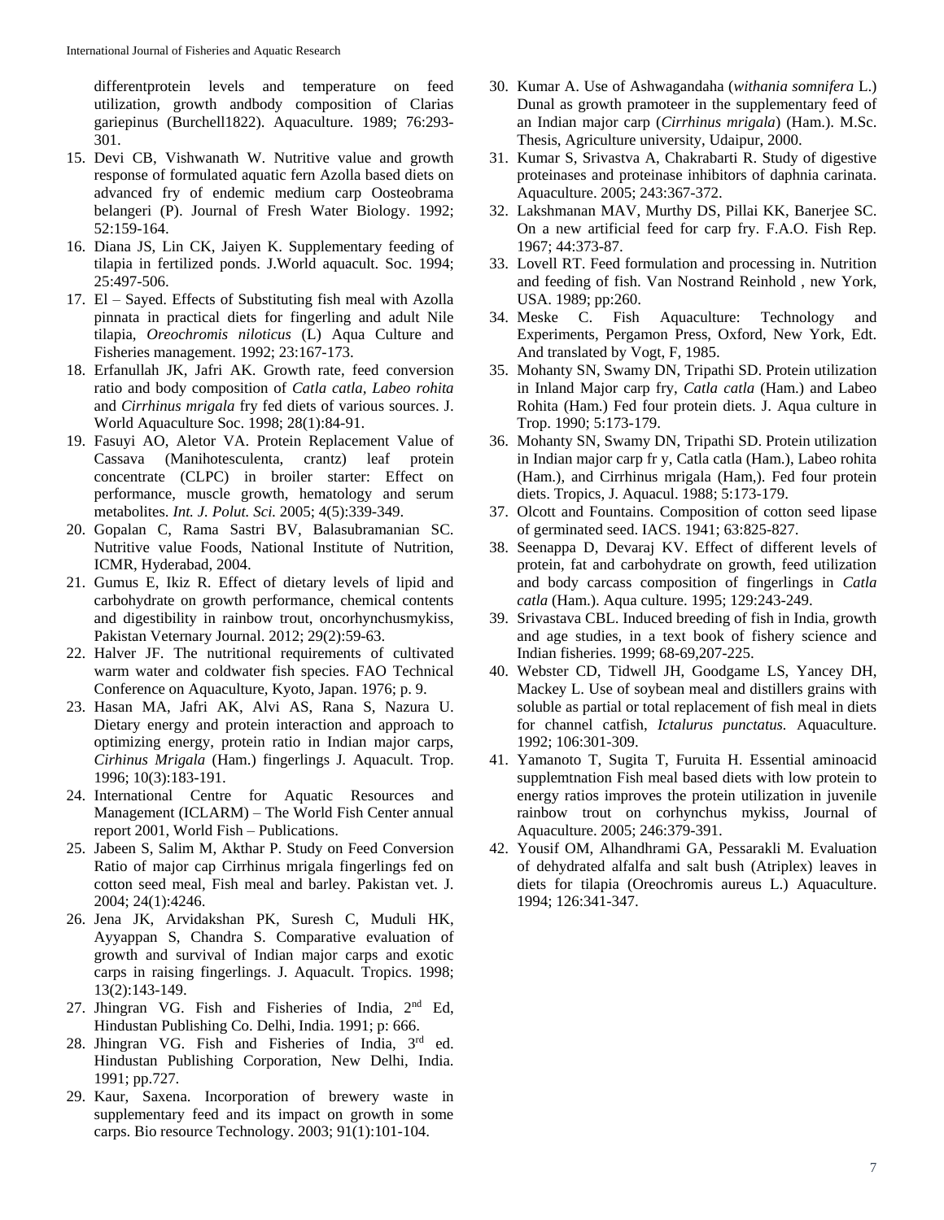differentprotein levels and temperature on feed utilization, growth andbody composition of Clarias gariepinus (Burchell1822). Aquaculture. 1989; 76:293-301.

15. Devi CB, Vishwanath W. Nutritive value and growth response of formulated aquatic fern Azolla based diets on advanced fry of endemic medium carp Oosteobrama belangeri (P). Journal of Fresh Water Biology. 1992; 52:159-164.
16. Diana JS, Lin CK, Jaiyen K. Supplementary feeding of tilapia in fertilized ponds. J.World aquacult. Soc. 1994; 25:497-506.
17. El – Sayed. Effects of Substituting fish meal with Azolla pinnata in practical diets for fingerling and adult Nile tilapia, *Oreochromis niloticus* (L) Aqua Culture and Fisheries management. 1992; 23:167-173.
18. Erfanullah JK, Jafri AK. Growth rate, feed conversion ratio and body composition of *Catla catla, Labeo rohita* and *Cirrhinus mrigala* fry fed diets of various sources. J. World Aquaculture Soc. 1998; 28(1):84-91.
19. Fasuyi AO, Aletor VA. Protein Replacement Value of Cassava (Manihotesculenta, crantz) leaf protein concentrate (CLPC) in broiler starter: Effect on performance, muscle growth, hematology and serum metabolites. *Int. J. Polut. Sci.* 2005; 4(5):339-349.
20. Gopalan C, Rama Sastri BV, Balasubramanian SC. Nutritive value Foods, National Institute of Nutrition, ICMR, Hyderabad, 2004.
21. Gumus E, Ikiz R. Effect of dietary levels of lipid and carbohydrate on growth performance, chemical contents and digestibility in rainbow trout, oncorhynchusmykiss, Pakistan Veternary Journal. 2012; 29(2):59-63.
22. Halver JF. The nutritional requirements of cultivated warm water and coldwater fish species. FAO Technical Conference on Aquaculture, Kyoto, Japan. 1976; p. 9.
23. Hasan MA, Jafri AK, Alvi AS, Rana S, Nazura U. Dietary energy and protein interaction and approach to optimizing energy, protein ratio in Indian major carps, *Cirhinus Mrigala* (Ham.) fingerlings J. Aquacult. Trop. 1996; 10(3):183-191.
24. International Centre for Aquatic Resources and Management (ICLARM) – The World Fish Center annual report 2001, World Fish – Publications.
25. Jabeen S, Salim M, Akthar P. Study on Feed Conversion Ratio of major cap Cirrhinus mrigala fingerlings fed on cotton seed meal, Fish meal and barley. Pakistan vet. J. 2004; 24(1):4246.
26. Jena JK, Arvidakshan PK, Suresh C, Muduli HK, Ayyappan S, Chandra S. Comparative evaluation of growth and survival of Indian major carps and exotic carps in raising fingerlings. J. Aquacult. Tropics. 1998; 13(2):143-149.
27. Jhingran VG. Fish and Fisheries of India, 2nd Ed, Hindustan Publishing Co. Delhi, India. 1991; p: 666.
28. Jhingran VG. Fish and Fisheries of India, 3rd ed. Hindustan Publishing Corporation, New Delhi, India. 1991; pp.727.
29. Kaur, Saxena. Incorporation of brewery waste in supplementary feed and its impact on growth in some carps. Bio resource Technology. 2003; 91(1):101-104.
30. Kumar A. Use of Ashwagandaha (*withania somnifera* L.) Dunal as growth pramoteer in the supplementary feed of an Indian major carp (*Cirrhinus mrigala*) (Ham.). M.Sc. Thesis, Agriculture university, Udaipur, 2000.
31. Kumar S, Srivastva A, Chakrabarti R. Study of digestive proteinases and proteinase inhibitors of daphnia carinata. Aquaculture. 2005; 243:367-372.
32. Lakshmanan MAV, Murthy DS, Pillai KK, Banerjee SC. On a new artificial feed for carp fry. F.A.O. Fish Rep. 1967; 44:373-87.
33. Lovell RT. Feed formulation and processing in. Nutrition and feeding of fish. Van Nostrand Reinhold , new York, USA. 1989; pp:260.
34. Meske C. Fish Aquaculture: Technology and Experiments, Pergamon Press, Oxford, New York, Edt. And translated by Vogt, F, 1985.
35. Mohanty SN, Swamy DN, Tripathi SD. Protein utilization in Inland Major carp fry, *Catla catla* (Ham.) and Labeo Rohita (Ham.) Fed four protein diets. J. Aqua culture in Trop. 1990; 5:173-179.
36. Mohanty SN, Swamy DN, Tripathi SD. Protein utilization in Indian major carp fr y, Catla catla (Ham.), Labeo rohita (Ham.), and Cirrhinus mrigala (Ham,). Fed four protein diets. Tropics, J. Aquacul. 1988; 5:173-179.
37. Olcott and Fountains. Composition of cotton seed lipase of germinated seed. IACS. 1941; 63:825-827.
38. Seenappa D, Devaraj KV. Effect of different levels of protein, fat and carbohydrate on growth, feed utilization and body carcass composition of fingerlings in *Catla catla* (Ham.). Aqua culture. 1995; 129:243-249.
39. Srivastava CBL. Induced breeding of fish in India, growth and age studies, in a text book of fishery science and Indian fisheries. 1999; 68-69,207-225.
40. Webster CD, Tidwell JH, Goodgame LS, Yancey DH, Mackey L. Use of soybean meal and distillers grains with soluble as partial or total replacement of fish meal in diets for channel catfish, *Ictalurus punctatus.* Aquaculture. 1992; 106:301-309.
41. Yamanoto T, Sugita T, Furuita H. Essential aminoacid supplemtnation Fish meal based diets with low protein to energy ratios improves the protein utilization in juvenile rainbow trout on corhynchus mykiss, Journal of Aquaculture. 2005; 246:379-391.
42. Yousif OM, Alhandhrami GA, Pessarakli M. Evaluation of dehydrated alfalfa and salt bush (Atriplex) leaves in diets for tilapia (Oreochromis aureus L.) Aquaculture. 1994; 126:341-347.